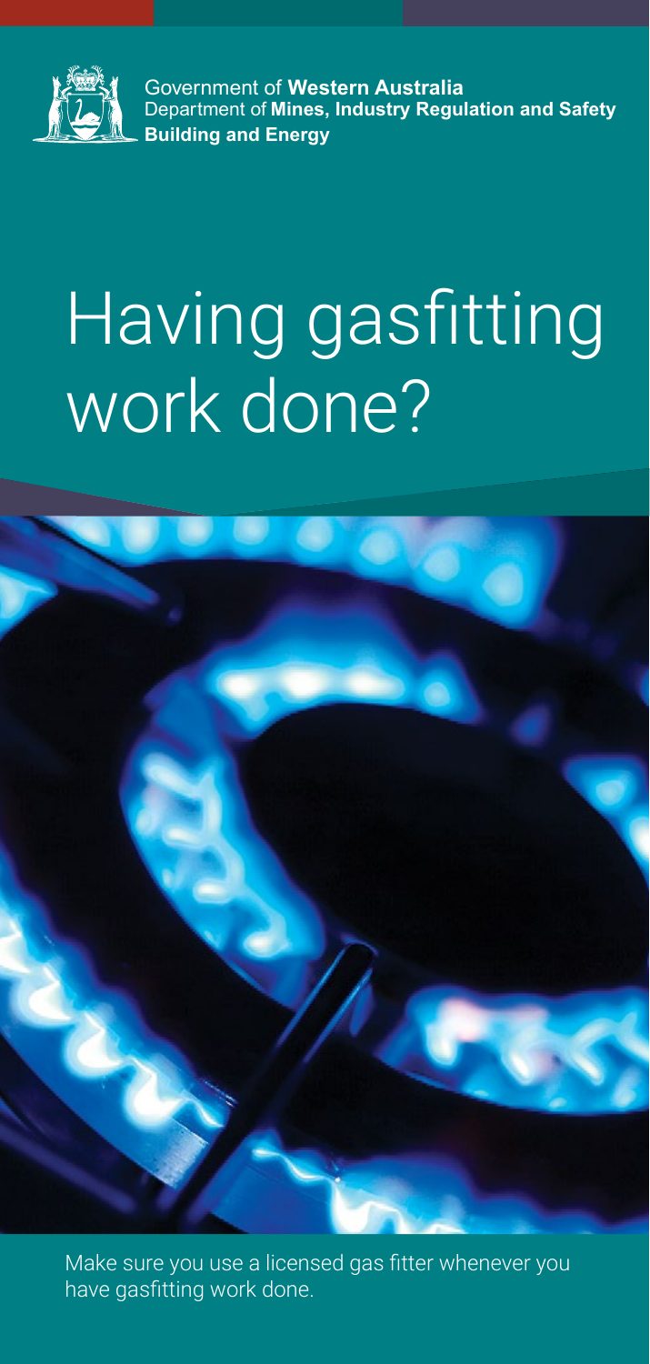Government of **Western Australia**
Department of **Mines, Industry Regulation and Safety**
**Building and Energy**

# Having gasfitting work done?

Make sure you use a licensed gas fitter whenever you have gasfitting work done.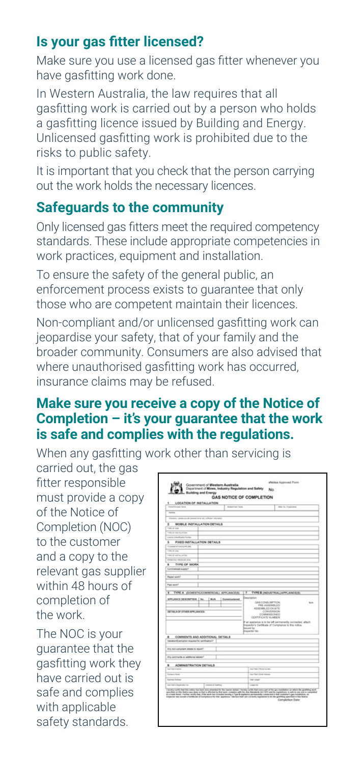## Is your gas fitter licensed?

Make sure you use a licensed gas fitter whenever you have gasfitting work done.

In Western Australia, the law requires that all gasfitting work is carried out by a person who holds a gasfitting licence issued by Building and Energy. Unlicensed gasfitting work is prohibited due to the risks to public safety.

It is important that you check that the person carrying out the work holds the necessary licences.

## Safeguards to the community

Only licensed gas fitters meet the required competency standards. These include appropriate competencies in work practices, equipment and installation.

To ensure the safety of the general public, an enforcement process exists to guarantee that only those who are competent maintain their licences.

Non-compliant and/or unlicensed gasfitting work can jeopardise your safety, that of your family and the broader community. Consumers are also advised that where unauthorised gasfitting work has occurred, insurance claims may be refused.

### Make sure you receive a copy of the Notice of Completion – it's your guarantee that the work is safe and complies with the regulations.

When any gasfitting work other than servicing is carried out, the gas fitter responsible must provide a copy of the Notice of Completion (NOC) to the customer and a copy to the relevant gas supplier within 48 hours of completion of the work.

The NOC is your guarantee that the gasfitting work they have carried out is safe and complies with applicable safety standards.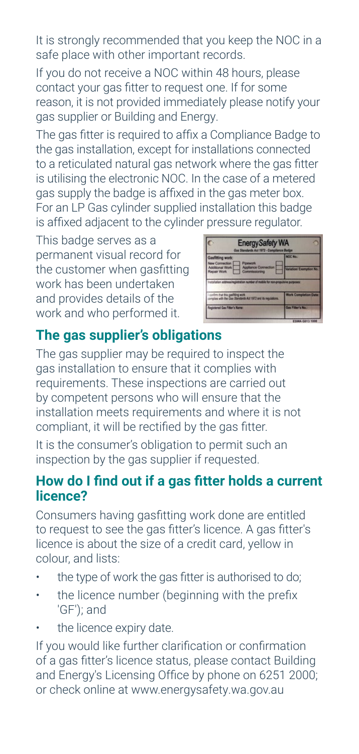It is strongly recommended that you keep the NOC in a safe place with other important records.

If you do not receive a NOC within 48 hours, please contact your gas fitter to request one. If for some reason, it is not provided immediately please notify your gas supplier or Building and Energy.

The gas fitter is required to affix a Compliance Badge to the gas installation, except for installations connected to a reticulated natural gas network where the gas fitter is utilising the electronic NOC. In the case of a metered gas supply the badge is affixed in the gas meter box. For an LP Gas cylinder supplied installation this badge is affixed adjacent to the cylinder pressure regulator.

This badge serves as a permanent visual record for the customer when gasfitting work has been undertaken and provides details of the work and who performed it.

## The gas supplier's obligations

The gas supplier may be required to inspect the gas installation to ensure that it complies with requirements. These inspections are carried out by competent persons who will ensure that the installation meets requirements and where it is not compliant, it will be rectified by the gas fitter.

It is the consumer's obligation to permit such an inspection by the gas supplier if requested.

## How do I find out if a gas fitter holds a current licence?

Consumers having gasfitting work done are entitled to request to see the gas fitter's licence. A gas fitter's licence is about the size of a credit card, yellow in colour, and lists:

- the type of work the gas fitter is authorised to do;
- the licence number (beginning with the prefix 'GF'); and
- the licence expiry date.

If you would like further clarification or confirmation of a gas fitter's licence status, please contact Building and Energy's Licensing Office by phone on 6251 2000; or check online at www.energysafety.wa.gov.au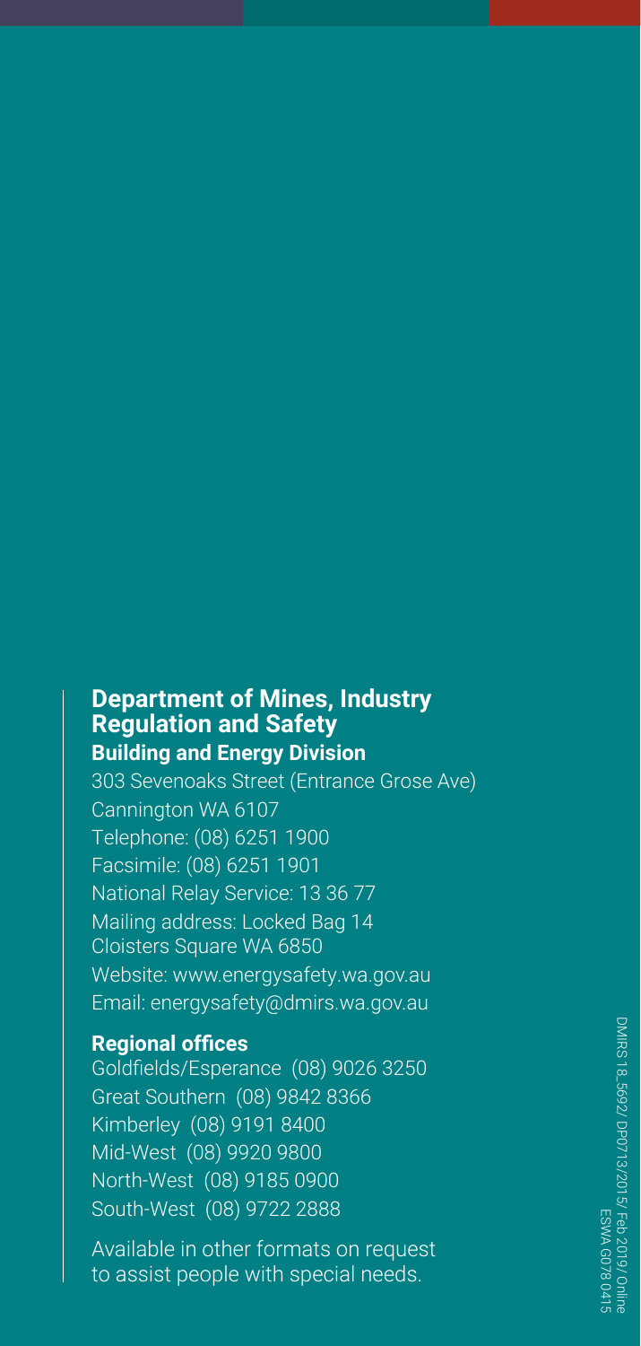## Department of Mines, Industry Regulation and Safety

### Building and Energy Division

303 Sevenoaks Street (Entrance Grose Ave)
Cannington WA 6107
Telephone: (08) 6251 1900
Facsimile: (08) 6251 1901
National Relay Service: 13 36 77
Mailing address: Locked Bag 14
Cloisters Square WA 6850
Website: www.energysafety.wa.gov.au
Email: energysafety@dmirs.wa.gov.au

### Regional offices

Goldfields/Esperance (08) 9026 3250
Great Southern (08) 9842 8366
Kimberley (08) 9191 8400
Mid-West (08) 9920 9800
North-West (08) 9185 0900
South-West (08) 9722 2888

Available in other formats on request to assist people with special needs.

DMIRS 18_5692/ DP0713/2015/ Feb 2019/ Online
ESWA G078 0415